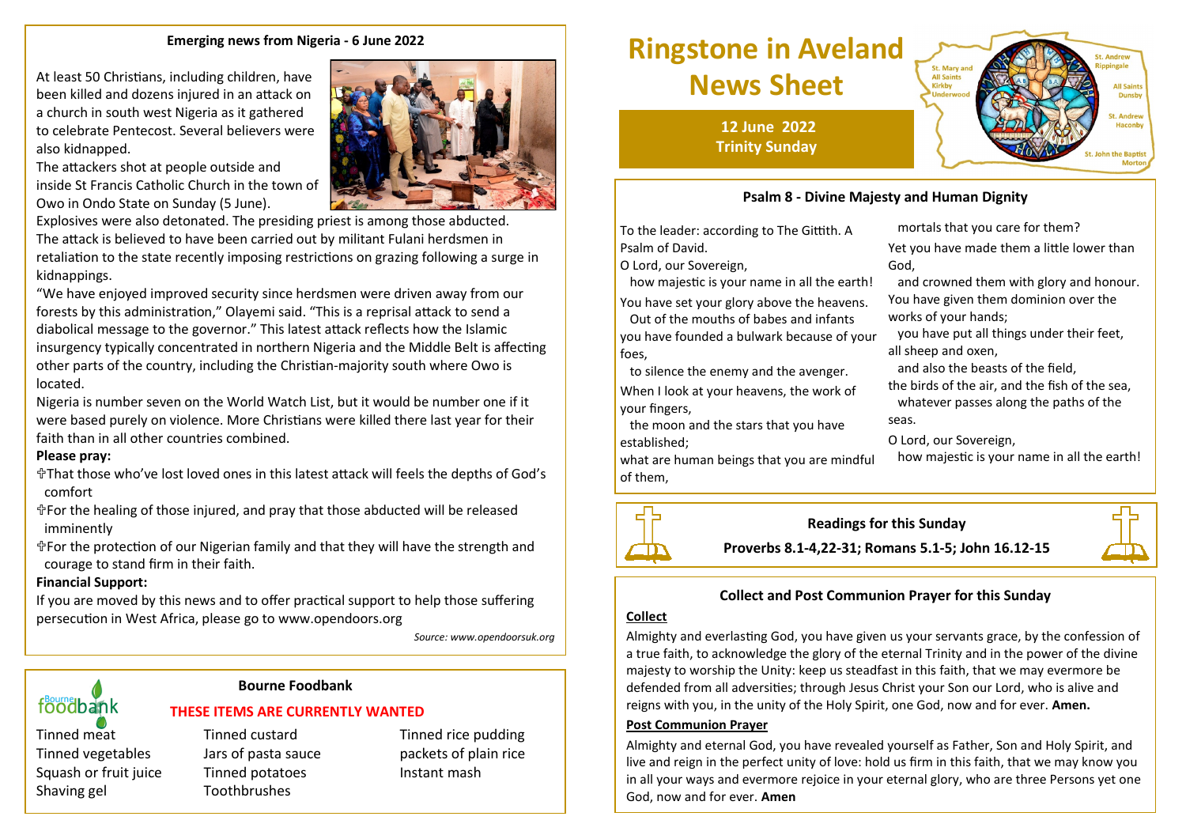# Ringstone in Aveland News Sheet

**12 June 2022**
**Trinity Sunday**

St. Mary and All Saints Kirkby Underwood
St. Andrew Rippingale
All Saints Dunsby
St. Andrew Haconby
St. John the Baptist Morton

## Emerging news from Nigeria - 6 June 2022

At least 50 Christians, including children, have been killed and dozens injured in an attack on a church in south west Nigeria as it gathered to celebrate Pentecost. Several believers were also kidnapped.

The attackers shot at people outside and inside St Francis Catholic Church in the town of Owo in Ondo State on Sunday (5 June).

Explosives were also detonated. The presiding priest is among those abducted.

The attack is believed to have been carried out by militant Fulani herdsmen in retaliation to the state recently imposing restrictions on grazing following a surge in kidnappings.

"We have enjoyed improved security since herdsmen were driven away from our forests by this administration," Olayemi said. "This is a reprisal attack to send a diabolical message to the governor." This latest attack reflects how the Islamic insurgency typically concentrated in northern Nigeria and the Middle Belt is affecting other parts of the country, including the Christian-majority south where Owo is located.

Nigeria is number seven on the World Watch List, but it would be number one if it were based purely on violence. More Christians were killed there last year for their faith than in all other countries combined.

**Please pray:**

- ✞That those who've lost loved ones in this latest attack will feels the depths of God's comfort
- ✞For the healing of those injured, and pray that those abducted will be released imminently
- ✞For the protection of our Nigerian family and that they will have the strength and courage to stand firm in their faith.

**Financial Support:**

If you are moved by this news and to offer practical support to help those suffering persecution in West Africa, please go to www.opendoors.org

*Source: www.opendoorsuk.org*

## Bourne Foodbank

**THESE ITEMS ARE CURRENTLY WANTED**

- Tinned meat
- Tinned vegetables
- Squash or fruit juice
- Shaving gel
- Tinned custard
- Jars of pasta sauce
- Tinned potatoes
- Toothbrushes
- Tinned rice pudding
- packets of plain rice
- Instant mash

## Psalm 8 - Divine Majesty and Human Dignity

To the leader: according to The Gittith. A Psalm of David.
O Lord, our Sovereign,
how majestic is your name in all the earth!
You have set your glory above the heavens.
Out of the mouths of babes and infants
you have founded a bulwark because of your foes,
to silence the enemy and the avenger.
When I look at your heavens, the work of your fingers,
the moon and the stars that you have established;
what are human beings that you are mindful of them,
mortals that you care for them?
Yet you have made them a little lower than God,
and crowned them with glory and honour.
You have given them dominion over the works of your hands;
you have put all things under their feet,
all sheep and oxen,
and also the beasts of the field,
the birds of the air, and the fish of the sea,
whatever passes along the paths of the seas.
O Lord, our Sovereign,
how majestic is your name in all the earth!

## Readings for this Sunday

**Proverbs 8.1-4,22-31; Romans 5.1-5; John 16.12-15**

## Collect and Post Communion Prayer for this Sunday

**Collect**

Almighty and everlasting God, you have given us your servants grace, by the confession of a true faith, to acknowledge the glory of the eternal Trinity and in the power of the divine majesty to worship the Unity: keep us steadfast in this faith, that we may evermore be defended from all adversities; through Jesus Christ your Son our Lord, who is alive and reigns with you, in the unity of the Holy Spirit, one God, now and for ever. **Amen.**

**Post Communion Prayer**

Almighty and eternal God, you have revealed yourself as Father, Son and Holy Spirit, and live and reign in the perfect unity of love: hold us firm in this faith, that we may know you in all your ways and evermore rejoice in your eternal glory, who are three Persons yet one God, now and for ever. **Amen**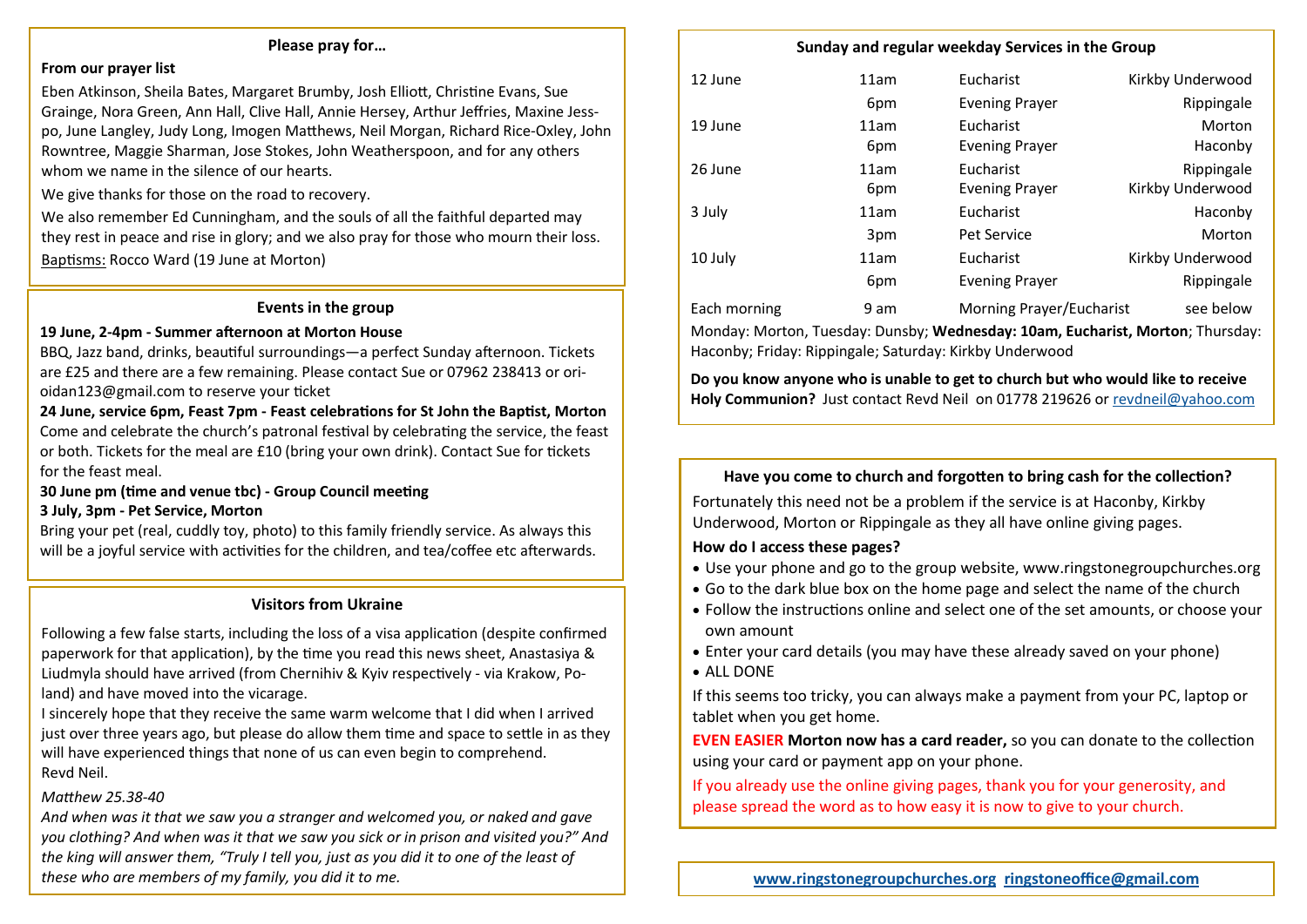## Please pray for…

**From our prayer list**

Eben Atkinson, Sheila Bates, Margaret Brumby, Josh Elliott, Christine Evans, Sue Grainge, Nora Green, Ann Hall, Clive Hall, Annie Hersey, Arthur Jeffries, Maxine Jess-po, June Langley, Judy Long, Imogen Matthews, Neil Morgan, Richard Rice-Oxley, John Rowntree, Maggie Sharman, Jose Stokes, John Weatherspoon, and for any others whom we name in the silence of our hearts.

We give thanks for those on the road to recovery.

We also remember Ed Cunningham, and the souls of all the faithful departed may they rest in peace and rise in glory; and we also pray for those who mourn their loss.

Baptisms: Rocco Ward (19 June at Morton)

## Events in the group

**19 June, 2-4pm - Summer afternoon at Morton House**

BBQ, Jazz band, drinks, beautiful surroundings—a perfect Sunday afternoon. Tickets are £25 and there are a few remaining. Please contact Sue or 07962 238413 or orioidan123@gmail.com to reserve your ticket

**24 June, service 6pm, Feast 7pm - Feast celebrations for St John the Baptist, Morton**

Come and celebrate the church's patronal festival by celebrating the service, the feast or both. Tickets for the meal are £10 (bring your own drink). Contact Sue for tickets for the feast meal.

**30 June pm (time and venue tbc) - Group Council meeting**

**3 July, 3pm - Pet Service, Morton**

Bring your pet (real, cuddly toy, photo) to this family friendly service. As always this will be a joyful service with activities for the children, and tea/coffee etc afterwards.

## Visitors from Ukraine

Following a few false starts, including the loss of a visa application (despite confirmed paperwork for that application), by the time you read this news sheet, Anastasiya & Liudmyla should have arrived (from Chernihiv & Kyiv respectively - via Krakow, Poland) and have moved into the vicarage.

I sincerely hope that they receive the same warm welcome that I did when I arrived just over three years ago, but please do allow them time and space to settle in as they will have experienced things that none of us can even begin to comprehend.
Revd Neil.

*Matthew 25.38-40*

*And when was it that we saw you a stranger and welcomed you, or naked and gave you clothing? And when was it that we saw you sick or in prison and visited you?" And the king will answer them, "Truly I tell you, just as you did it to one of the least of these who are members of my family, you did it to me.*

## Sunday and regular weekday Services in the Group

| | | | |
|---|---|---|---|
| 12 June | 11am | Eucharist | Kirkby Underwood |
| | 6pm | Evening Prayer | Rippingale |
| 19 June | 11am | Eucharist | Morton |
| | 6pm | Evening Prayer | Haconby |
| 26 June | 11am | Eucharist | Rippingale |
| | 6pm | Evening Prayer | Kirkby Underwood |
| 3 July | 11am | Eucharist | Haconby |
| | 3pm | Pet Service | Morton |
| 10 July | 11am | Eucharist | Kirkby Underwood |
| | 6pm | Evening Prayer | Rippingale |
| Each morning | 9 am | Morning Prayer/Eucharist | see below |

Monday: Morton, Tuesday: Dunsby; **Wednesday: 10am, Eucharist, Morton**; Thursday: Haconby; Friday: Rippingale; Saturday: Kirkby Underwood

**Do you know anyone who is unable to get to church but who would like to receive Holy Communion?** Just contact Revd Neil on 01778 219626 or revdneil@yahoo.com

## Have you come to church and forgotten to bring cash for the collection?

Fortunately this need not be a problem if the service is at Haconby, Kirkby Underwood, Morton or Rippingale as they all have online giving pages.

**How do I access these pages?**

- Use your phone and go to the group website, www.ringstonegroupchurches.org
- Go to the dark blue box on the home page and select the name of the church
- Follow the instructions online and select one of the set amounts, or choose your own amount
- Enter your card details (you may have these already saved on your phone)
- ALL DONE

If this seems too tricky, you can always make a payment from your PC, laptop or tablet when you get home.

**EVEN EASIER Morton now has a card reader,** so you can donate to the collection using your card or payment app on your phone.

If you already use the online giving pages, thank you for your generosity, and please spread the word as to how easy it is now to give to your church.

**www.ringstonegroupchurches.org  ringstoneoffice@gmail.com**